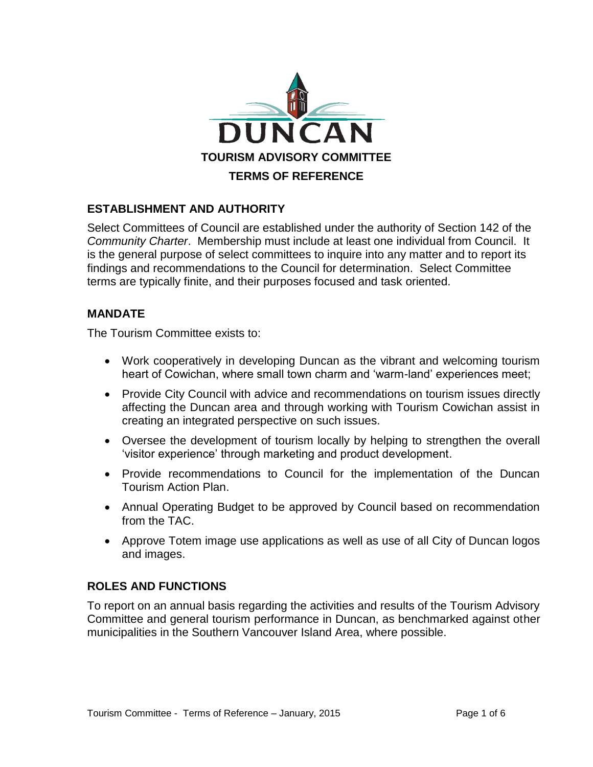DUNCAN

# TOURISM ADVISORY COMMITTEE

# TERMS OF REFERENCE

## ESTABLISHMENT AND AUTHORITY

Select Committees of Council are established under the authority of Section 142 of the *Community Charter*. Membership must include at least one individual from Council. It is the general purpose of select committees to inquire into any matter and to report its findings and recommendations to the Council for determination. Select Committee terms are typically finite, and their purposes focused and task oriented.

## MANDATE

The Tourism Committee exists to:

- Work cooperatively in developing Duncan as the vibrant and welcoming tourism heart of Cowichan, where small town charm and 'warm-land' experiences meet;
- Provide City Council with advice and recommendations on tourism issues directly affecting the Duncan area and through working with Tourism Cowichan assist in creating an integrated perspective on such issues.
- Oversee the development of tourism locally by helping to strengthen the overall 'visitor experience' through marketing and product development.
- Provide recommendations to Council for the implementation of the Duncan Tourism Action Plan.
- Annual Operating Budget to be approved by Council based on recommendation from the TAC.
- Approve Totem image use applications as well as use of all City of Duncan logos and images.

## ROLES AND FUNCTIONS

To report on an annual basis regarding the activities and results of the Tourism Advisory Committee and general tourism performance in Duncan, as benchmarked against other municipalities in the Southern Vancouver Island Area, where possible.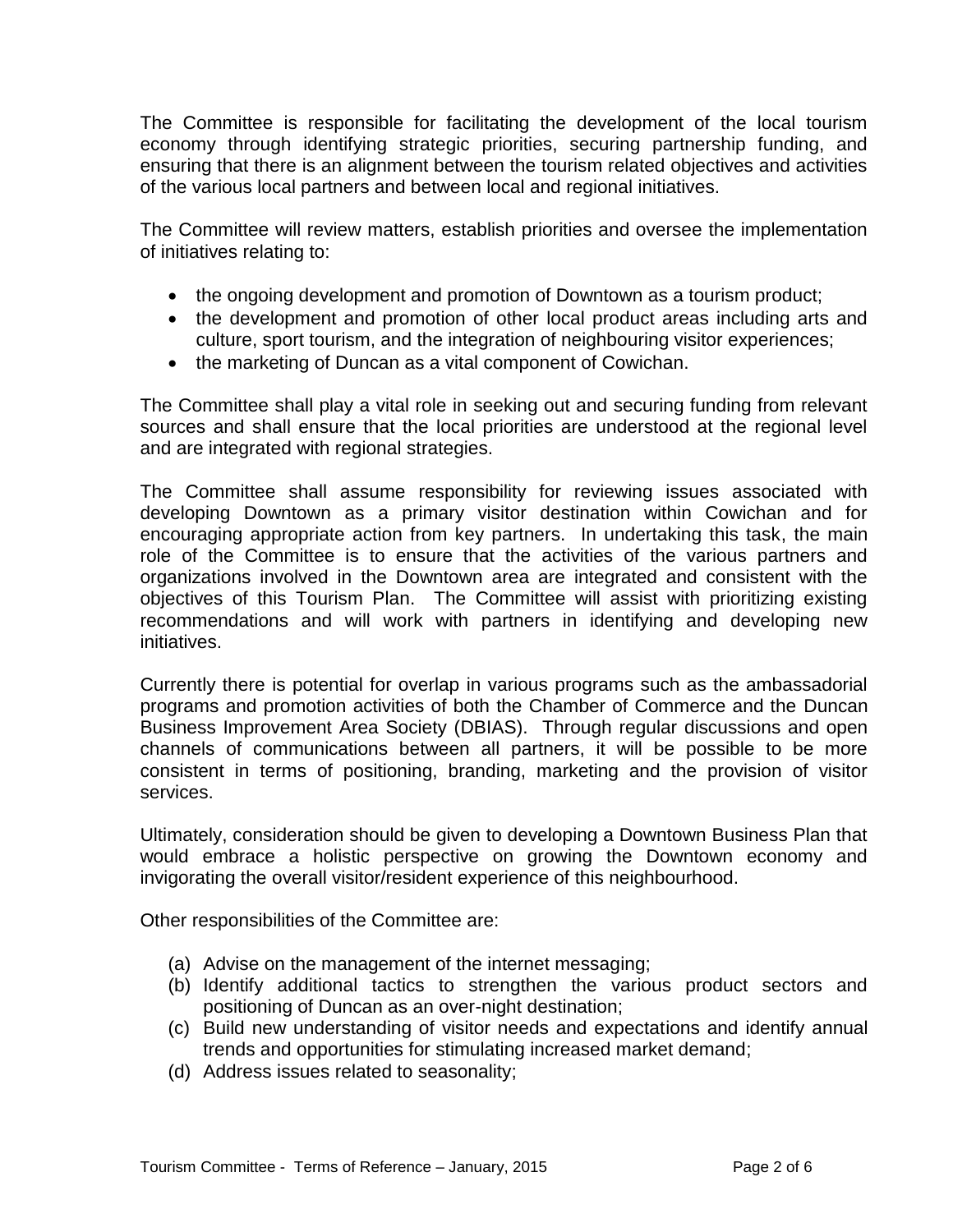The Committee is responsible for facilitating the development of the local tourism economy through identifying strategic priorities, securing partnership funding, and ensuring that there is an alignment between the tourism related objectives and activities of the various local partners and between local and regional initiatives.

The Committee will review matters, establish priorities and oversee the implementation of initiatives relating to:

- the ongoing development and promotion of Downtown as a tourism product;
- the development and promotion of other local product areas including arts and culture, sport tourism, and the integration of neighbouring visitor experiences;
- the marketing of Duncan as a vital component of Cowichan.

The Committee shall play a vital role in seeking out and securing funding from relevant sources and shall ensure that the local priorities are understood at the regional level and are integrated with regional strategies.

The Committee shall assume responsibility for reviewing issues associated with developing Downtown as a primary visitor destination within Cowichan and for encouraging appropriate action from key partners. In undertaking this task, the main role of the Committee is to ensure that the activities of the various partners and organizations involved in the Downtown area are integrated and consistent with the objectives of this Tourism Plan. The Committee will assist with prioritizing existing recommendations and will work with partners in identifying and developing new initiatives.

Currently there is potential for overlap in various programs such as the ambassadorial programs and promotion activities of both the Chamber of Commerce and the Duncan Business Improvement Area Society (DBIAS). Through regular discussions and open channels of communications between all partners, it will be possible to be more consistent in terms of positioning, branding, marketing and the provision of visitor services.

Ultimately, consideration should be given to developing a Downtown Business Plan that would embrace a holistic perspective on growing the Downtown economy and invigorating the overall visitor/resident experience of this neighbourhood.

Other responsibilities of the Committee are:

(a) Advise on the management of the internet messaging;
(b) Identify additional tactics to strengthen the various product sectors and positioning of Duncan as an over-night destination;
(c) Build new understanding of visitor needs and expectations and identify annual trends and opportunities for stimulating increased market demand;
(d) Address issues related to seasonality;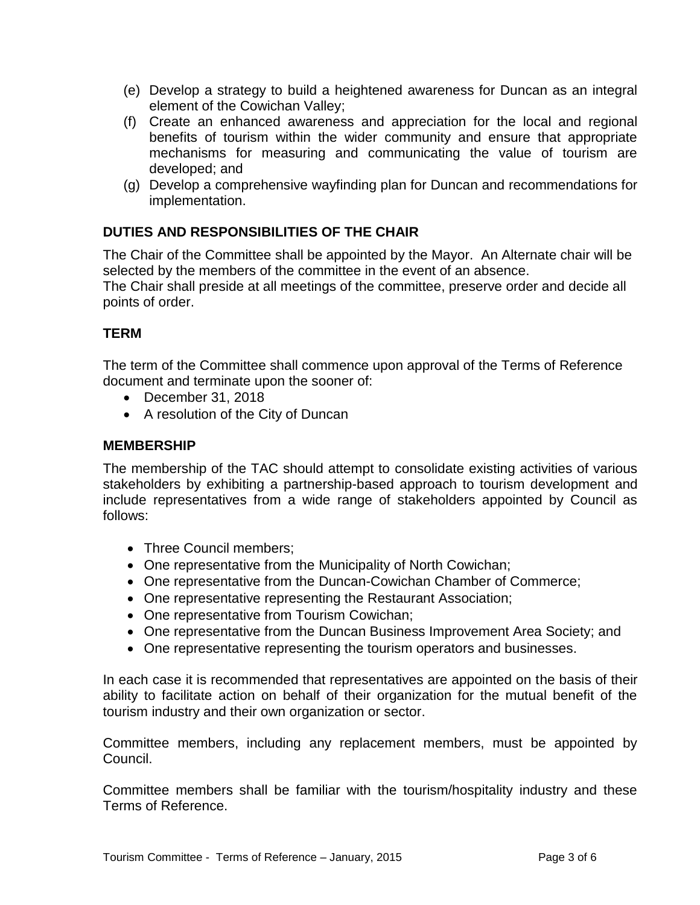(e) Develop a strategy to build a heightened awareness for Duncan as an integral element of the Cowichan Valley;

(f) Create an enhanced awareness and appreciation for the local and regional benefits of tourism within the wider community and ensure that appropriate mechanisms for measuring and communicating the value of tourism are developed; and

(g) Develop a comprehensive wayfinding plan for Duncan and recommendations for implementation.

## DUTIES AND RESPONSIBILITIES OF THE CHAIR

The Chair of the Committee shall be appointed by the Mayor. An Alternate chair will be selected by the members of the committee in the event of an absence.
The Chair shall preside at all meetings of the committee, preserve order and decide all points of order.

## TERM

The term of the Committee shall commence upon approval of the Terms of Reference document and terminate upon the sooner of:

- December 31, 2018
- A resolution of the City of Duncan

## MEMBERSHIP

The membership of the TAC should attempt to consolidate existing activities of various stakeholders by exhibiting a partnership-based approach to tourism development and include representatives from a wide range of stakeholders appointed by Council as follows:

- Three Council members;
- One representative from the Municipality of North Cowichan;
- One representative from the Duncan-Cowichan Chamber of Commerce;
- One representative representing the Restaurant Association;
- One representative from Tourism Cowichan;
- One representative from the Duncan Business Improvement Area Society; and
- One representative representing the tourism operators and businesses.

In each case it is recommended that representatives are appointed on the basis of their ability to facilitate action on behalf of their organization for the mutual benefit of the tourism industry and their own organization or sector.

Committee members, including any replacement members, must be appointed by Council.

Committee members shall be familiar with the tourism/hospitality industry and these Terms of Reference.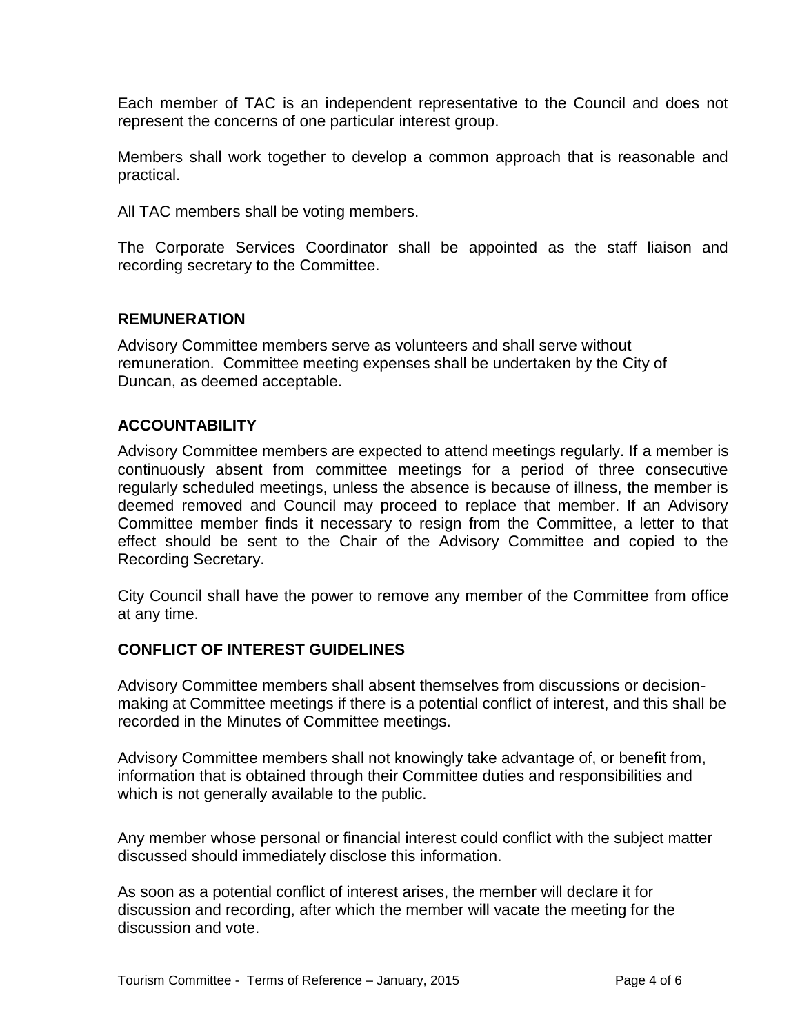Each member of TAC is an independent representative to the Council and does not represent the concerns of one particular interest group.

Members shall work together to develop a common approach that is reasonable and practical.

All TAC members shall be voting members.

The Corporate Services Coordinator shall be appointed as the staff liaison and recording secretary to the Committee.

## REMUNERATION

Advisory Committee members serve as volunteers and shall serve without remuneration. Committee meeting expenses shall be undertaken by the City of Duncan, as deemed acceptable.

## ACCOUNTABILITY

Advisory Committee members are expected to attend meetings regularly. If a member is continuously absent from committee meetings for a period of three consecutive regularly scheduled meetings, unless the absence is because of illness, the member is deemed removed and Council may proceed to replace that member. If an Advisory Committee member finds it necessary to resign from the Committee, a letter to that effect should be sent to the Chair of the Advisory Committee and copied to the Recording Secretary.

City Council shall have the power to remove any member of the Committee from office at any time.

## CONFLICT OF INTEREST GUIDELINES

Advisory Committee members shall absent themselves from discussions or decision-making at Committee meetings if there is a potential conflict of interest, and this shall be recorded in the Minutes of Committee meetings.

Advisory Committee members shall not knowingly take advantage of, or benefit from, information that is obtained through their Committee duties and responsibilities and which is not generally available to the public.

Any member whose personal or financial interest could conflict with the subject matter discussed should immediately disclose this information.

As soon as a potential conflict of interest arises, the member will declare it for discussion and recording, after which the member will vacate the meeting for the discussion and vote.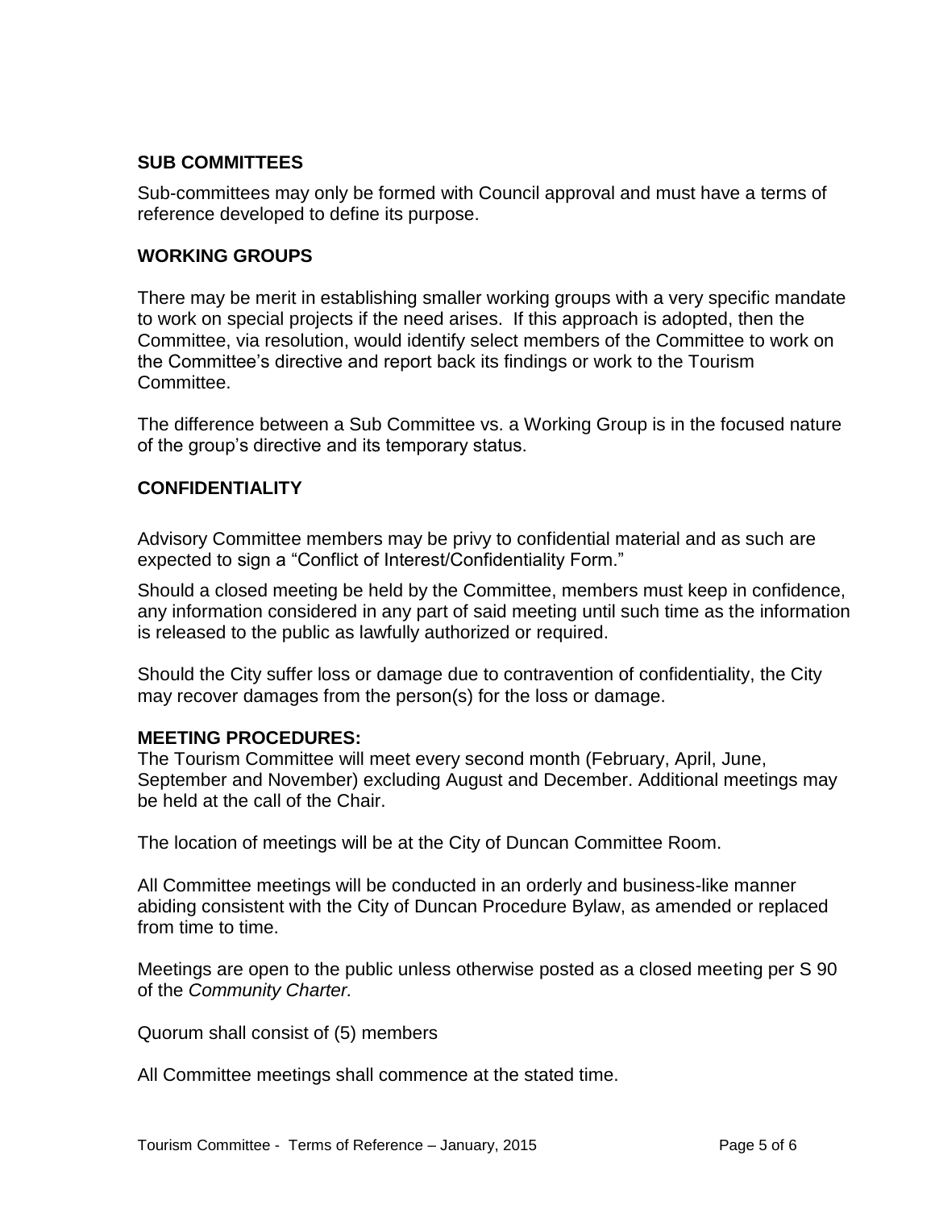## SUB COMMITTEES

Sub-committees may only be formed with Council approval and must have a terms of reference developed to define its purpose.

## WORKING GROUPS

There may be merit in establishing smaller working groups with a very specific mandate to work on special projects if the need arises. If this approach is adopted, then the Committee, via resolution, would identify select members of the Committee to work on the Committee's directive and report back its findings or work to the Tourism Committee.

The difference between a Sub Committee vs. a Working Group is in the focused nature of the group's directive and its temporary status.

## CONFIDENTIALITY

Advisory Committee members may be privy to confidential material and as such are expected to sign a "Conflict of Interest/Confidentiality Form."

Should a closed meeting be held by the Committee, members must keep in confidence, any information considered in any part of said meeting until such time as the information is released to the public as lawfully authorized or required.

Should the City suffer loss or damage due to contravention of confidentiality, the City may recover damages from the person(s) for the loss or damage.

## MEETING PROCEDURES:

The Tourism Committee will meet every second month (February, April, June, September and November) excluding August and December. Additional meetings may be held at the call of the Chair.

The location of meetings will be at the City of Duncan Committee Room.

All Committee meetings will be conducted in an orderly and business-like manner abiding consistent with the City of Duncan Procedure Bylaw, as amended or replaced from time to time.

Meetings are open to the public unless otherwise posted as a closed meeting per S 90 of the *Community Charter.*

Quorum shall consist of (5) members

All Committee meetings shall commence at the stated time.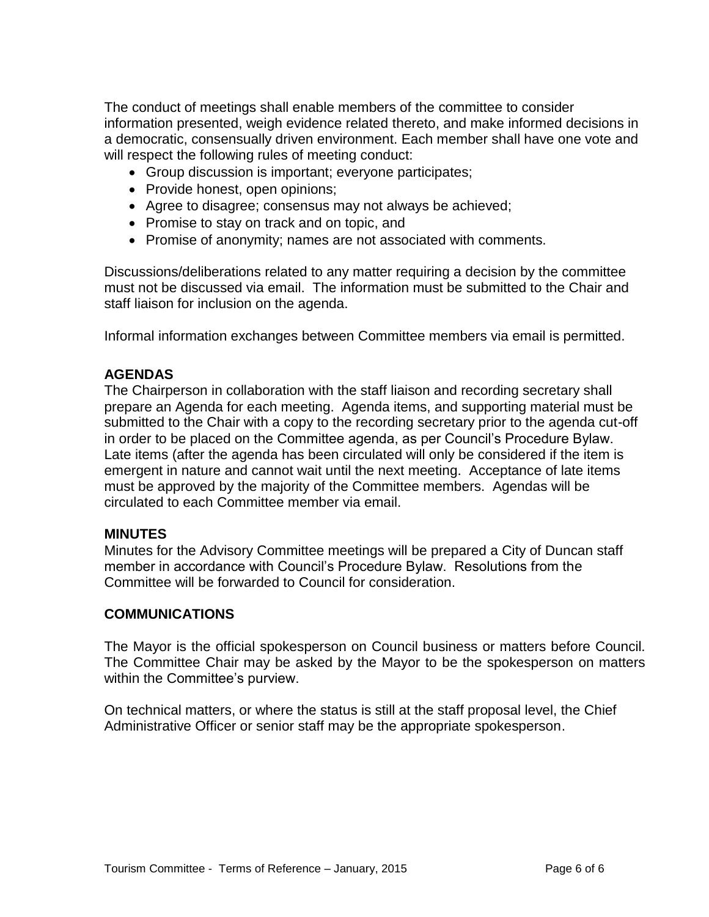The conduct of meetings shall enable members of the committee to consider information presented, weigh evidence related thereto, and make informed decisions in a democratic, consensually driven environment. Each member shall have one vote and will respect the following rules of meeting conduct:

- Group discussion is important; everyone participates;
- Provide honest, open opinions;
- Agree to disagree; consensus may not always be achieved;
- Promise to stay on track and on topic, and
- Promise of anonymity; names are not associated with comments.

Discussions/deliberations related to any matter requiring a decision by the committee must not be discussed via email. The information must be submitted to the Chair and staff liaison for inclusion on the agenda.

Informal information exchanges between Committee members via email is permitted.

**AGENDAS**

The Chairperson in collaboration with the staff liaison and recording secretary shall prepare an Agenda for each meeting. Agenda items, and supporting material must be submitted to the Chair with a copy to the recording secretary prior to the agenda cut-off in order to be placed on the Committee agenda, as per Council's Procedure Bylaw. Late items (after the agenda has been circulated will only be considered if the item is emergent in nature and cannot wait until the next meeting. Acceptance of late items must be approved by the majority of the Committee members. Agendas will be circulated to each Committee member via email.

**MINUTES**

Minutes for the Advisory Committee meetings will be prepared a City of Duncan staff member in accordance with Council's Procedure Bylaw. Resolutions from the Committee will be forwarded to Council for consideration.

**COMMUNICATIONS**

The Mayor is the official spokesperson on Council business or matters before Council. The Committee Chair may be asked by the Mayor to be the spokesperson on matters within the Committee's purview.

On technical matters, or where the status is still at the staff proposal level, the Chief Administrative Officer or senior staff may be the appropriate spokesperson.